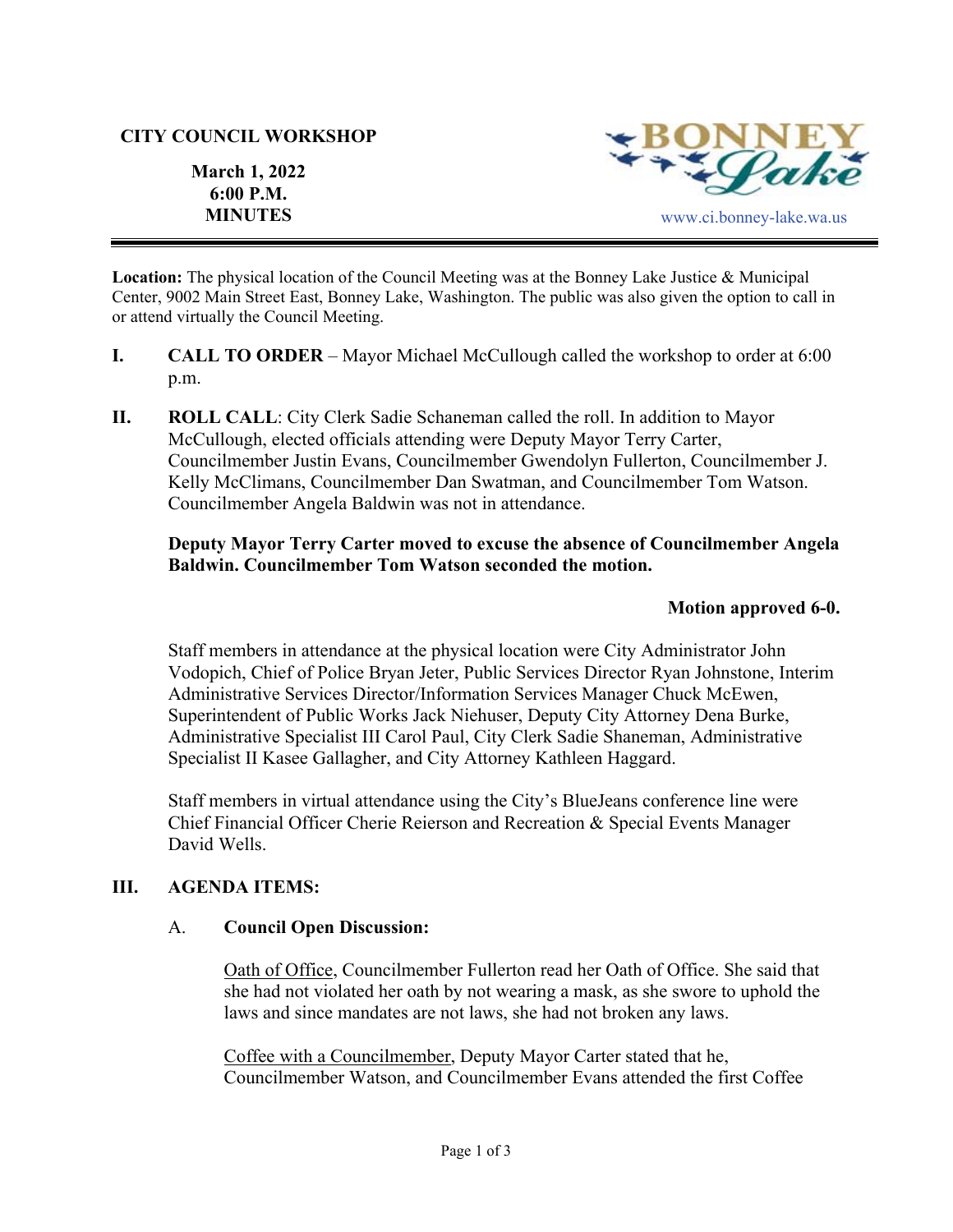**CITY COUNCIL WORKSHOP**

**March 1, 2022**
**6:00 P.M.**
**MINUTES**

BONNEY Lake

www.ci.bonney-lake.wa.us

---

**Location:** The physical location of the Council Meeting was at the Bonney Lake Justice & Municipal Center, 9002 Main Street East, Bonney Lake, Washington. The public was also given the option to call in or attend virtually the Council Meeting.

**I. CALL TO ORDER** – Mayor Michael McCullough called the workshop to order at 6:00 p.m.

**II. ROLL CALL**: City Clerk Sadie Schaneman called the roll. In addition to Mayor McCullough, elected officials attending were Deputy Mayor Terry Carter, Councilmember Justin Evans, Councilmember Gwendolyn Fullerton, Councilmember J. Kelly McClimans, Councilmember Dan Swatman, and Councilmember Tom Watson. Councilmember Angela Baldwin was not in attendance.

**Deputy Mayor Terry Carter moved to excuse the absence of Councilmember Angela Baldwin. Councilmember Tom Watson seconded the motion.**

**Motion approved 6-0.**

Staff members in attendance at the physical location were City Administrator John Vodopich, Chief of Police Bryan Jeter, Public Services Director Ryan Johnstone, Interim Administrative Services Director/Information Services Manager Chuck McEwen, Superintendent of Public Works Jack Niehuser, Deputy City Attorney Dena Burke, Administrative Specialist III Carol Paul, City Clerk Sadie Shaneman, Administrative Specialist II Kasee Gallagher, and City Attorney Kathleen Haggard.

Staff members in virtual attendance using the City's BlueJeans conference line were Chief Financial Officer Cherie Reierson and Recreation & Special Events Manager David Wells.

**III. AGENDA ITEMS:**

A. **Council Open Discussion:**

Oath of Office, Councilmember Fullerton read her Oath of Office. She said that she had not violated her oath by not wearing a mask, as she swore to uphold the laws and since mandates are not laws, she had not broken any laws.

Coffee with a Councilmember, Deputy Mayor Carter stated that he, Councilmember Watson, and Councilmember Evans attended the first Coffee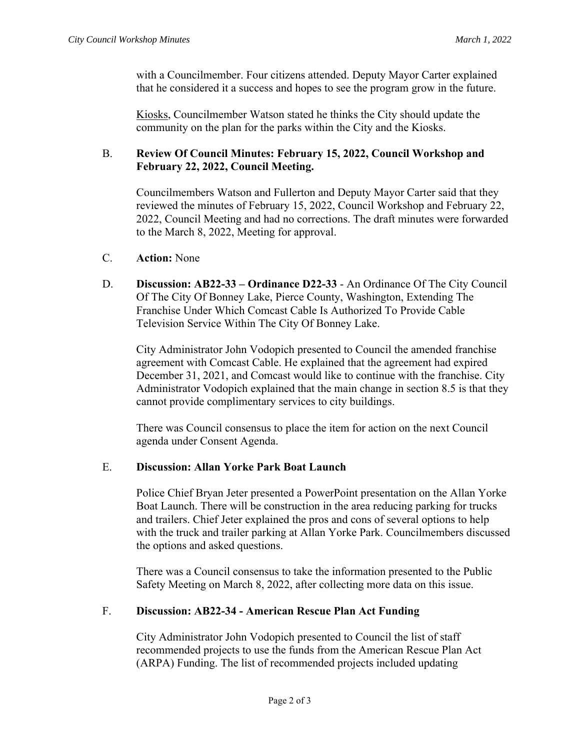with a Councilmember. Four citizens attended. Deputy Mayor Carter explained that he considered it a success and hopes to see the program grow in the future.

Kiosks, Councilmember Watson stated he thinks the City should update the community on the plan for the parks within the City and the Kiosks.

B. **Review Of Council Minutes: February 15, 2022, Council Workshop and February 22, 2022, Council Meeting.**

Councilmembers Watson and Fullerton and Deputy Mayor Carter said that they reviewed the minutes of February 15, 2022, Council Workshop and February 22, 2022, Council Meeting and had no corrections. The draft minutes were forwarded to the March 8, 2022, Meeting for approval.

C. **Action:** None

D. **Discussion: AB22-33 – Ordinance D22-33** - An Ordinance Of The City Council Of The City Of Bonney Lake, Pierce County, Washington, Extending The Franchise Under Which Comcast Cable Is Authorized To Provide Cable Television Service Within The City Of Bonney Lake.

City Administrator John Vodopich presented to Council the amended franchise agreement with Comcast Cable. He explained that the agreement had expired December 31, 2021, and Comcast would like to continue with the franchise. City Administrator Vodopich explained that the main change in section 8.5 is that they cannot provide complimentary services to city buildings.

There was Council consensus to place the item for action on the next Council agenda under Consent Agenda.

E. **Discussion: Allan Yorke Park Boat Launch**

Police Chief Bryan Jeter presented a PowerPoint presentation on the Allan Yorke Boat Launch. There will be construction in the area reducing parking for trucks and trailers. Chief Jeter explained the pros and cons of several options to help with the truck and trailer parking at Allan Yorke Park. Councilmembers discussed the options and asked questions.

There was a Council consensus to take the information presented to the Public Safety Meeting on March 8, 2022, after collecting more data on this issue.

F. **Discussion: AB22-34 - American Rescue Plan Act Funding**

City Administrator John Vodopich presented to Council the list of staff recommended projects to use the funds from the American Rescue Plan Act (ARPA) Funding. The list of recommended projects included updating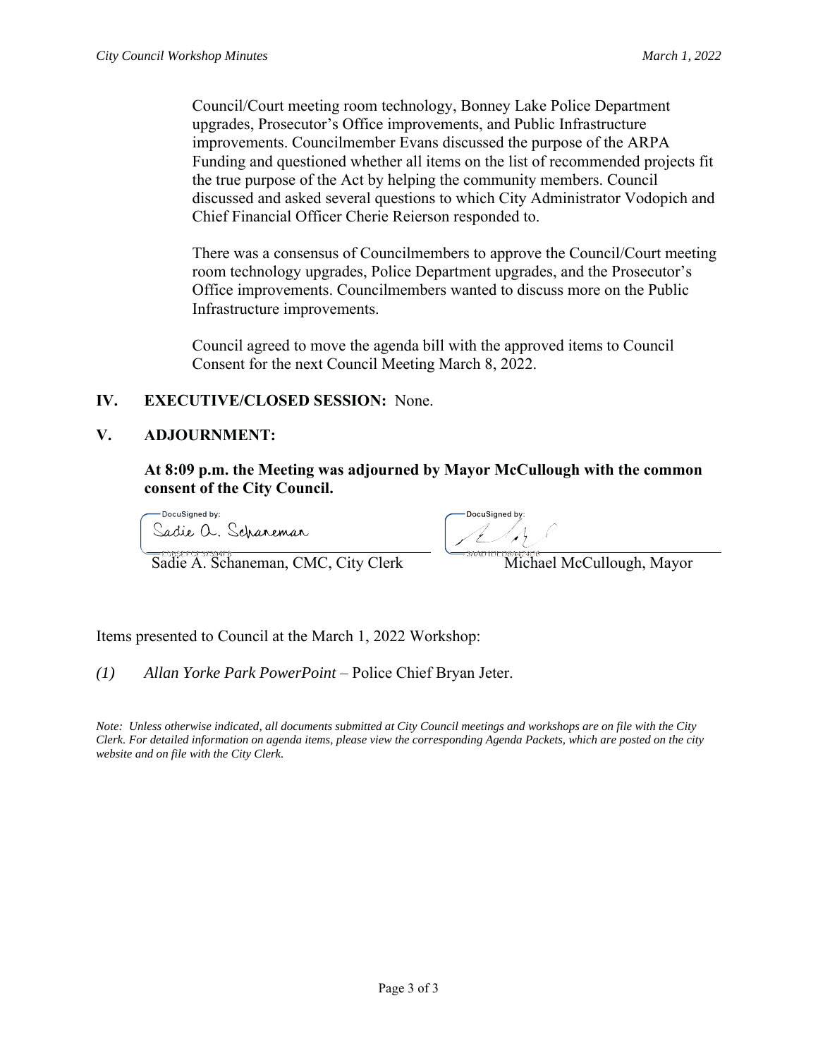Council/Court meeting room technology, Bonney Lake Police Department upgrades, Prosecutor's Office improvements, and Public Infrastructure improvements. Councilmember Evans discussed the purpose of the ARPA Funding and questioned whether all items on the list of recommended projects fit the true purpose of the Act by helping the community members. Council discussed and asked several questions to which City Administrator Vodopich and Chief Financial Officer Cherie Reierson responded to.

There was a consensus of Councilmembers to approve the Council/Court meeting room technology upgrades, Police Department upgrades, and the Prosecutor's Office improvements. Councilmembers wanted to discuss more on the Public Infrastructure improvements.

Council agreed to move the agenda bill with the approved items to Council Consent for the next Council Meeting March 8, 2022.

## IV. EXECUTIVE/CLOSED SESSION: None.

## V. ADJOURNMENT:

**At 8:09 p.m. the Meeting was adjourned by Mayor McCullough with the common consent of the City Council.**

DocuSigned by: Sadie A. Schaneman
Sadie A. Schaneman, CMC, City Clerk

DocuSigned by:
Michael McCullough, Mayor

Items presented to Council at the March 1, 2022 Workshop:

*(1)* *Allan Yorke Park PowerPoint* – Police Chief Bryan Jeter.

*Note: Unless otherwise indicated, all documents submitted at City Council meetings and workshops are on file with the City Clerk. For detailed information on agenda items, please view the corresponding Agenda Packets, which are posted on the city website and on file with the City Clerk.*